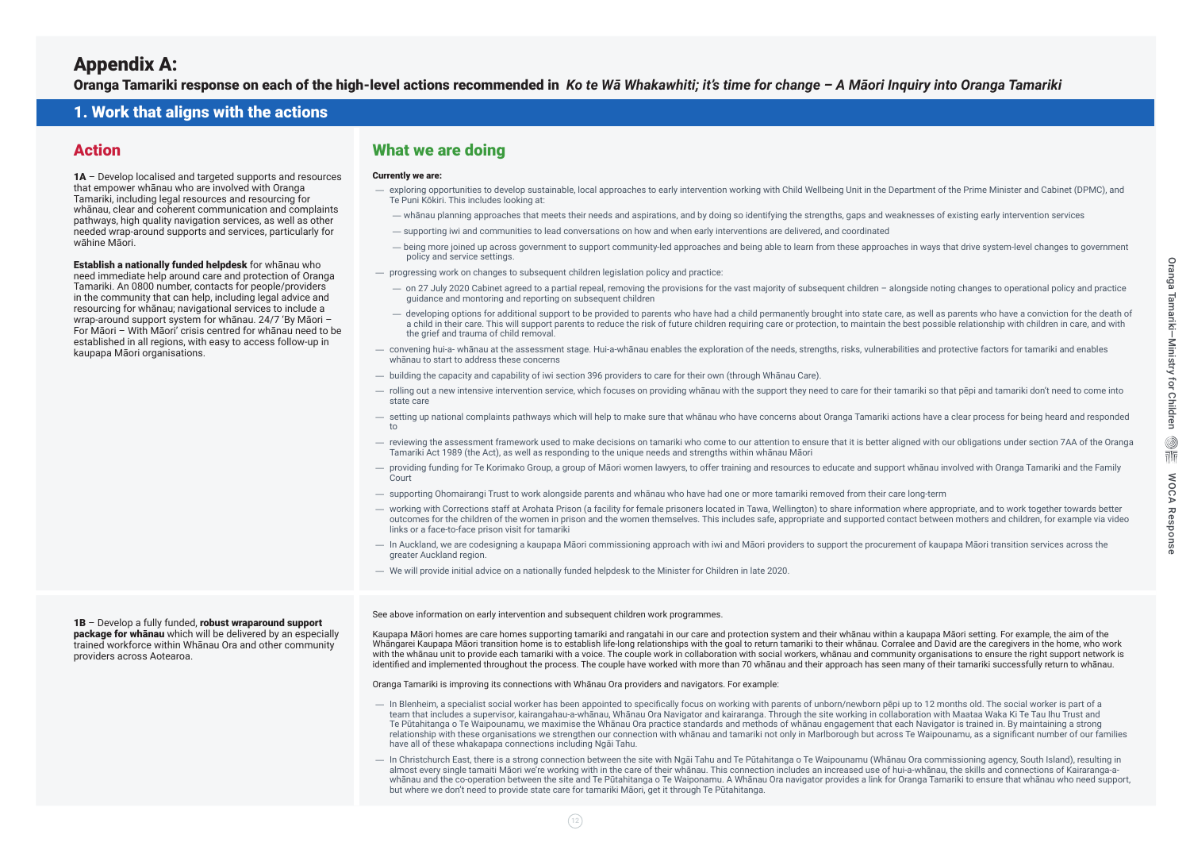# Appendix A:

## Oranga Tamariki response on each of the high-level actions recommended in *Ko te Wā Whakawhiti; it's time for change – A Māori Inquiry into Oranga Tamariki*

## 1. Work that aligns with the actions

| Action | What we are doing |
|---|---|
| **1A** – Develop localised and targeted supports and resources that empower whānau who are involved with Oranga Tamariki, including legal resources and resourcing for whānau, clear and coherent communication and complaints pathways, high quality navigation services, as well as other needed wrap-around supports and services, particularly for wāhine Māori.<br><br>**Establish a nationally funded helpdesk** for whānau who need immediate help around care and protection of Oranga Tamariki. An 0800 number, contacts for people/providers in the community that can help, including legal advice and resourcing for whānau; navigational services to include a wrap-around support system for whānau. 24/7 'By Māori – For Māori – With Māori' crisis centred for whānau need to be established in all regions, with easy to access follow-up in kaupapa Māori organisations. | **Currently we are:**<br>— exploring opportunities to develop sustainable, local approaches to early intervention working with Child Wellbeing Unit in the Department of the Prime Minister and Cabinet (DPMC), and Te Puni Kōkiri. This includes looking at:<br>&nbsp;&nbsp;— whānau planning approaches that meets their needs and aspirations, and by doing so identifying the strengths, gaps and weaknesses of existing early intervention services<br>&nbsp;&nbsp;— supporting iwi and communities to lead conversations on how and when early interventions are delivered, and coordinated<br>&nbsp;&nbsp;— being more joined up across government to support community-led approaches and being able to learn from these approaches in ways that drive system-level changes to government policy and service settings.<br>— progressing work on changes to subsequent children legislation policy and practice:<br>&nbsp;&nbsp;— on 27 July 2020 Cabinet agreed to a partial repeal, removing the provisions for the vast majority of subsequent children – alongside noting changes to operational policy and practice guidance and montoring and reporting on subsequent children<br>&nbsp;&nbsp;— developing options for additional support to be provided to parents who have had a child permanently brought into state care, as well as parents who have a conviction for the death of a child in their care. This will support parents to reduce the risk of future children requiring care or protection, to maintain the best possible relationship with children in care, and with the grief and trauma of child removal.<br>— convening hui-a- whānau at the assessment stage. Hui-a-whānau enables the exploration of the needs, strengths, risks, vulnerabilities and protective factors for tamariki and enables whānau to start to address these concerns<br>— building the capacity and capability of iwi section 396 providers to care for their own (through Whānau Care).<br>— rolling out a new intensive intervention service, which focuses on providing whānau with the support they need to care for their tamariki so that pēpi and tamariki don't need to come into state care<br>— setting up national complaints pathways which will help to make sure that whānau who have concerns about Oranga Tamariki actions have a clear process for being heard and responded to<br>— reviewing the assessment framework used to make decisions on tamariki who come to our attention to ensure that it is better aligned with our obligations under section 7AA of the Oranga Tamariki Act 1989 (the Act), as well as responding to the unique needs and strengths within whānau Māori<br>— providing funding for Te Korimako Group, a group of Māori women lawyers, to offer training and resources to educate and support whānau involved with Oranga Tamariki and the Family Court<br>— supporting Ohomairangi Trust to work alongside parents and whānau who have had one or more tamariki removed from their care long-term<br>— working with Corrections staff at Arohata Prison (a facility for female prisoners located in Tawa, Wellington) to share information where appropriate, and to work together towards better outcomes for the children of the women in prison and the women themselves. This includes safe, appropriate and supported contact between mothers and children, for example via video links or a face-to-face prison visit for tamariki<br>— In Auckland, we are codesigning a kaupapa Māori commissioning approach with iwi and Māori providers to support the procurement of kaupapa Māori transition services across the greater Auckland region.<br>— We will provide initial advice on a nationally funded helpdesk to the Minister for Children in late 2020. |
| **1B** – Develop a fully funded, **robust wraparound support package for whānau** which will be delivered by an especially trained workforce within Whānau Ora and other community providers across Aotearoa. | See above information on early intervention and subsequent children work programmes.<br><br>Kaupapa Māori homes are care homes supporting tamariki and rangatahi in our care and protection system and their whānau within a kaupapa Māori setting. For example, the aim of the Whāngarei Kaupapa Māori transition home is to establish life-long relationships with the goal to return tamariki to their whānau. Corralee and David are the caregivers in the home, who work with the whānau unit to provide each tamariki with a voice. The couple work in collaboration with social workers, whānau and community organisations to ensure the right support network is identified and implemented throughout the process. The couple have worked with more than 70 whānau and their approach has seen many of their tamariki successfully return to whānau.<br><br>Oranga Tamariki is improving its connections with Whānau Ora providers and navigators. For example:<br>— In Blenheim, a specialist social worker has been appointed to specifically focus on working with parents of unborn/newborn pēpi up to 12 months old. The social worker is part of a team that includes a supervisor, kairangahau-a-whānau, Whānau Ora Navigator and kairaranga. Through the site working in collaboration with Maataa Waka Ki Te Tau Ihu Trust and Te Pūtahitanga o Te Waipounamu, we maximise the Whānau Ora practice standards and methods of whānau engagement that each Navigator is trained in. By maintaining a strong relationship with these organisations we strengthen our connection with whānau and tamariki not only in Marlborough but across Te Waipounamu, as a significant number of our families have all of these whakapapa connections including Ngāi Tahu.<br>— In Christchurch East, there is a strong connection between the site with Ngāi Tahu and Te Pūtahitanga o Te Waipounamu (Whānau Ora commissioning agency, South Island), resulting in almost every single tamaiti Māori we're working with in the care of their whānau. This connection includes an increased use of hui-a-whānau, the skills and connections of Kairaranga-a-whānau and the co-operation between the site and Te Pūtahitanga o Te Waiponamu. A Whānau Ora navigator provides a link for Oranga Tamariki to ensure that whānau who need support, but where we don't need to provide state care for tamariki Māori, get it through Te Pūtahitanga. |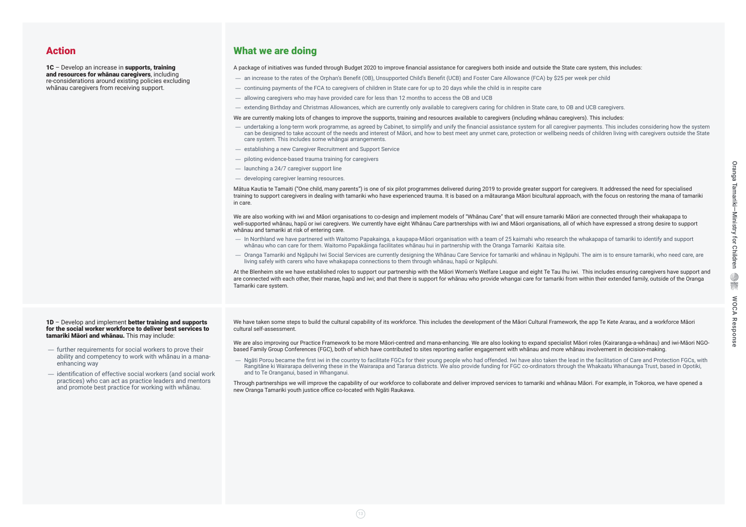## Action

**1C** – Develop an increase in **supports, training and resources for whānau caregivers**, including re-considerations around existing policies excluding whānau caregivers from receiving support.

## What we are doing

A package of initiatives was funded through Budget 2020 to improve financial assistance for caregivers both inside and outside the State care system, this includes:

- an increase to the rates of the Orphan's Benefit (OB), Unsupported Child's Benefit (UCB) and Foster Care Allowance (FCA) by $25 per week per child
- continuing payments of the FCA to caregivers of children in State care for up to 20 days while the child is in respite care
- allowing caregivers who may have provided care for less than 12 months to access the OB and UCB
- extending Birthday and Christmas Allowances, which are currently only available to caregivers caring for children in State care, to OB and UCB caregivers.

We are currently making lots of changes to improve the supports, training and resources available to caregivers (including whānau caregivers). This includes:

- undertaking a long-term work programme, as agreed by Cabinet, to simplify and unify the financial assistance system for all caregiver payments. This includes considering how the system can be designed to take account of the needs and interest of Māori, and how to best meet any unmet care, protection or wellbeing needs of children living with caregivers outside the State care system. This includes some whāngai arrangements.
- establishing a new Caregiver Recruitment and Support Service
- piloting evidence-based trauma training for caregivers
- launching a 24/7 caregiver support line
- developing caregiver learning resources.

Mātua Kautia te Tamaiti ("One child, many parents") is one of six pilot programmes delivered during 2019 to provide greater support for caregivers. It addressed the need for specialised training to support caregivers in dealing with tamariki who have experienced trauma. It is based on a mātauranga Māori bicultural approach, with the focus on restoring the mana of tamariki in care.

We are also working with iwi and Māori organisations to co-design and implement models of "Whānau Care" that will ensure tamariki Māori are connected through their whakapapa to well-supported whānau, hapū or iwi caregivers. We currently have eight Whānau Care partnerships with iwi and Māori organisations, all of which have expressed a strong desire to support whānau and tamariki at risk of entering care.

- In Northland we have partnered with Waitomo Papakainga, a kaupapa-Māori organisation with a team of 25 kaimahi who research the whakapapa of tamariki to identify and support whānau who can care for them. Waitomo Papakāinga facilitates whānau hui in partnership with the Oranga Tamariki Kaitaia site.
- Oranga Tamariki and Ngāpuhi Iwi Social Services are currently designing the Whānau Care Service for tamariki and whānau in Ngāpuhi. The aim is to ensure tamariki, who need care, are living safely with carers who have whakapapa connections to them through whānau, hapū or Ngāpuhi.

At the Blenheim site we have established roles to support our partnership with the Māori Women's Welfare League and eight Te Tau Ihu iwi. This includes ensuring caregivers have support and are connected with each other, their marae, hapū and iwi; and that there is support for whānau who provide whangai care for tamariki from within their extended family, outside of the Oranga Tamariki care system.

## Action

**1D** – Develop and implement **better training and supports for the social worker workforce to deliver best services to tamariki Māori and whānau.** This may include:

- further requirements for social workers to prove their ability and competency to work with whānau in a mana-enhancing way
- identification of effective social workers (and social work practices) who can act as practice leaders and mentors and promote best practice for working with whānau.

## What we are doing

We have taken some steps to build the cultural capability of its workforce. This includes the development of the Māori Cultural Framework, the app Te Kete Ararau, and a workforce Māori cultural self-assessment.

We are also improving our Practice Framework to be more Māori-centred and mana-enhancing. We are also looking to expand specialist Māori roles (Kairaranga-a-whānau) and iwi-Māori NGO-based Family Group Conferences (FGC), both of which have contributed to sites reporting earlier engagement with whānau and more whānau involvement in decision-making.

- Ngāti Porou became the first iwi in the country to facilitate FGCs for their young people who had offended. Iwi have also taken the lead in the facilitation of Care and Protection FGCs, with Rangitāne ki Wairarapa delivering these in the Wairarapa and Tararua districts. We also provide funding for FGC co-ordinators through the Whakaatu Whanaunga Trust, based in Opotiki, and to Te Oranganui, based in Whanganui.

Through partnerships we will improve the capability of our workforce to collaborate and deliver improved services to tamariki and whānau Māori. For example, in Tokoroa, we have opened a new Oranga Tamariki youth justice office co-located with Ngāti Raukawa.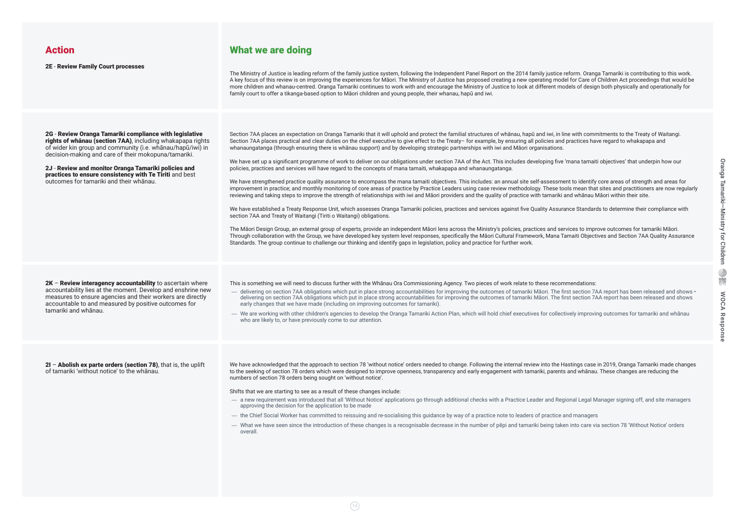| Action | What we are doing |
| --- | --- |
| **2E** - **Review Family Court processes** | The Ministry of Justice is leading reform of the family justice system, following the Independent Panel Report on the 2014 family justice reform. Oranga Tamariki is contributing to this work. A key focus of this review is on improving the experiences for Māori. The Ministry of Justice has proposed creating a new operating model for Care of Children Act proceedings that would be more children and whanau-centred. Oranga Tamariki continues to work with and encourage the Ministry of Justice to look at different models of design both physically and operationally for family court to offer a tikanga-based option to Māori children and young people, their whanau, hapū and iwi. |
| **2G** - **Review Oranga Tamariki compliance with legislative rights of whānau (section 7AA)**, including whakapapa rights of wider kin group and community (i.e. whānau/hapū/iwi) in decision-making and care of their mokopuna/tamariki.<br><br>**2J** - **Review and monitor Oranga Tamariki policies and practices to ensure consistency with Te Tiriti** and best outcomes for tamariki and their whānau. | Section 7AA places an expectation on Oranga Tamariki that it will uphold and protect the familial structures of whānau, hapū and iwi, in line with commitments to the Treaty of Waitangi. Section 7AA places practical and clear duties on the chief executive to give effect to the Treaty– for example, by ensuring all policies and practices have regard to whakapapa and whanaungatanga (through ensuring there is whānau support) and by developing strategic partnerships with iwi and Māori organisations.<br><br>We have set up a significant programme of work to deliver on our obligations under section 7AA of the Act. This includes developing five 'mana tamaiti objectives' that underpin how our policies, practices and services will have regard to the concepts of mana tamaiti, whakapapa and whanaungatanga.<br><br>We have strengthened practice quality assurance to encompass the mana tamaiti objectives. This includes: an annual site self-assessment to identify core areas of strength and areas for improvement in practice; and monthly monitoring of core areas of practice by Practice Leaders using case review methodology. These tools mean that sites and practitioners are now regularly reviewing and taking steps to improve the strength of relationships with iwi and Māori providers and the quality of practice with tamariki and whānau Māori within their site.<br><br>We have established a Treaty Response Unit, which assesses Oranga Tamariki policies, practices and services against five Quality Assurance Standards to determine their compliance with section 7AA and Treaty of Waitangi (Tiriti o Waitangi) obligations.<br><br>The Māori Design Group, an external group of experts, provide an independent Māori lens across the Ministry's policies, practices and services to improve outcomes for tamariki Māori. Through collaboration with the Group, we have developed key system level responses, specifically the Māori Cultural Framework, Mana Tamaiti Objectives and Section 7AA Quality Assurance Standards. The group continue to challenge our thinking and identify gaps in legislation, policy and practice for further work. |
| **2K** – **Review interagency accountability** to ascertain where accountability lies at the moment. Develop and enshrine new measures to ensure agencies and their workers are directly accountable to and measured by positive outcomes for tamariki and whānau. | This is something we will need to discuss further with the Whānau Ora Commissioning Agency. Two pieces of work relate to these recommendations:<br>— delivering on section 7AA obligations which put in place strong accountabilities for improving the outcomes of tamariki Māori. The first section 7AA report has been released and shows • delivering on section 7AA obligations which put in place strong accountabilities for improving the outcomes of tamariki Māori. The first section 7AA report has been released and shows early changes that we have made (including on improving outcomes for tamariki).<br>— We are working with other children's agencies to develop the Oranga Tamariki Action Plan, which will hold chief executives for collectively improving outcomes for tamariki and whānau who are likely to, or have previously come to our attention. |
| **2I** – **Abolish ex parte orders (section 78)**, that is, the uplift of tamariki 'without notice' to the whānau. | We have acknowledged that the approach to section 78 'without notice' orders needed to change. Following the internal review into the Hastings case in 2019, Oranga Tamariki made changes to the seeking of section 78 orders which were designed to improve openness, transparency and early engagement with tamariki, parents and whānau. These changes are reducing the numbers of section 78 orders being sought on 'without notice'.<br><br>Shifts that we are starting to see as a result of these changes include:<br>— a new requirement was introduced that all 'Without Notice' applications go through additional checks with a Practice Leader and Regional Legal Manager signing off, and site managers approving the decision for the application to be made<br>— the Chief Social Worker has committed to reissuing and re-socialising this guidance by way of a practice note to leaders of practice and managers<br>— What we have seen since the introduction of these changes is a recognisable decrease in the number of pēpi and tamariki being taken into care via section 78 'Without Notice' orders overall. |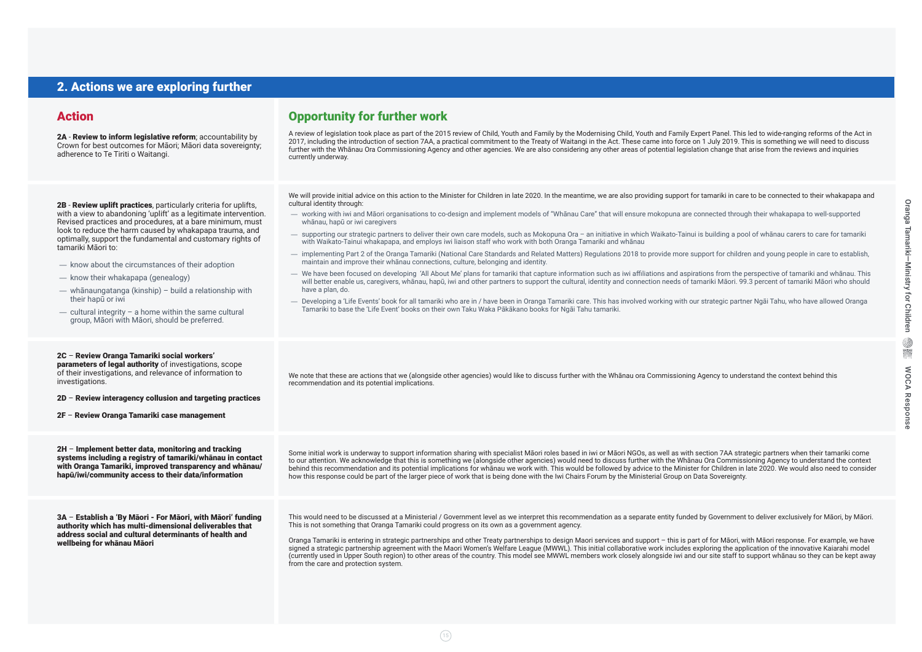## 2. Actions we are exploring further

| Action | Opportunity for further work |
|---|---|
| **2A** - **Review to inform legislative reform**; accountability by Crown for best outcomes for Māori; Māori data sovereignty; adherence to Te Tiriti o Waitangi. | A review of legislation took place as part of the 2015 review of Child, Youth and Family by the Modernising Child, Youth and Family Expert Panel. This led to wide-ranging reforms of the Act in 2017, including the introduction of section 7AA, a practical commitment to the Treaty of Waitangi in the Act. These came into force on 1 July 2019. This is something we will need to discuss further with the Whānau Ora Commissioning Agency and other agencies. We are also considering any other areas of potential legislation change that arise from the reviews and inquiries currently underway. |
| **2B** - **Review uplift practices**, particularly criteria for uplifts, with a view to abandoning 'uplift' as a legitimate intervention. Revised practices and procedures, at a bare minimum, must look to reduce the harm caused by whakapapa trauma, and optimally, support the fundamental and customary rights of tamariki Māori to:<br>— know about the circumstances of their adoption<br>— know their whakapapa (genealogy)<br>— whānaungatanga (kinship) – build a relationship with their hapū or iwi<br>— cultural integrity – a home within the same cultural group, Māori with Māori, should be preferred. | We will provide initial advice on this action to the Minister for Children in late 2020. In the meantime, we are also providing support for tamariki in care to be connected to their whakapapa and cultural identity through:<br>— working with iwi and Māori organisations to co-design and implement models of "Whānau Care" that will ensure mokopuna are connected through their whakapapa to well-supported whānau, hapū or iwi caregivers<br>— supporting our strategic partners to deliver their own care models, such as Mokopuna Ora – an initiative in which Waikato-Tainui is building a pool of whānau carers to care for tamariki with Waikato-Tainui whakapapa, and employs iwi liaison staff who work with both Oranga Tamariki and whānau<br>— implementing Part 2 of the Oranga Tamariki (National Care Standards and Related Matters) Regulations 2018 to provide more support for children and young people in care to establish, maintain and improve their whānau connections, culture, belonging and identity.<br>— We have been focused on developing 'All About Me' plans for tamariki that capture information such as iwi affiliations and aspirations from the perspective of tamariki and whānau. This will better enable us, caregivers, whānau, hapū, iwi and other partners to support the cultural, identity and connection needs of tamariki Māori. 99.3 percent of tamariki Māori who should have a plan, do.<br>— Developing a 'Life Events' book for all tamariki who are in / have been in Oranga Tamariki care. This has involved working with our strategic partner Ngāi Tahu, who have allowed Oranga Tamariki to base the 'Life Event' books on their own Taku Waka Pākākano books for Ngāi Tahu tamariki. |
| **2C** – **Review Oranga Tamariki social workers' parameters of legal authority** of investigations, scope of their investigations, and relevance of information to investigations.<br>**2D** – **Review interagency collusion and targeting practices**<br>**2F** – **Review Oranga Tamariki case management** | We note that these are actions that we (alongside other agencies) would like to discuss further with the Whānau ora Commissioning Agency to understand the context behind this recommendation and its potential implications. |
| **2H** – **Implement better data, monitoring and tracking systems including a registry of tamariki/whānau in contact with Oranga Tamariki, improved transparency and whānau/hapū/iwi/community access to their data/information** | Some initial work is underway to support information sharing with specialist Māori roles based in iwi or Māori NGOs, as well as with section 7AA strategic partners when their tamariki come to our attention. We acknowledge that this is something we (alongside other agencies) would need to discuss further with the Whānau Ora Commissioning Agency to understand the context behind this recommendation and its potential implications for whānau we work with. This would be followed by advice to the Minister for Children in late 2020. We would also need to consider how this response could be part of the larger piece of work that is being done with the Iwi Chairs Forum by the Ministerial Group on Data Sovereignty. |
| **3A** – **Establish a 'By Māori - For Māori, with Māori' funding authority which has multi-dimensional deliverables that address social and cultural determinants of health and wellbeing for whānau Māori** | This would need to be discussed at a Ministerial / Government level as we interpret this recommendation as a separate entity funded by Government to deliver exclusively for Māori, by Māori. This is not something that Oranga Tamariki could progress on its own as a government agency.<br><br>Oranga Tamariki is entering in strategic partnerships and other Treaty partnerships to design Maori services and support – this is part of for Māori, with Māori response. For example, we have signed a strategic partnership agreement with the Maori Women's Welfare League (MWWL). This initial collaborative work includes exploring the application of the innovative Kaiarahi model (currently used in Upper South region) to other areas of the country. This model see MWWL members work closely alongside iwi and our site staff to support whānau so they can be kept away from the care and protection system. |